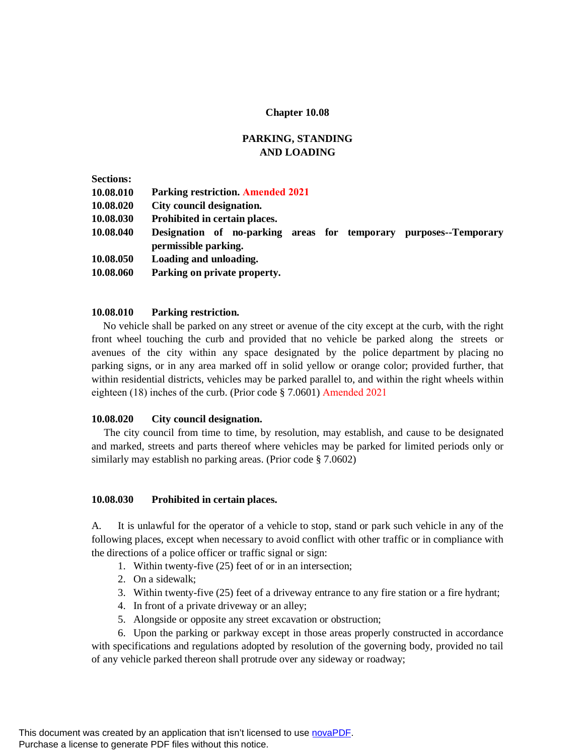# Chapter 10.08

## PARKING, STANDING AND LOADING

**Sections:**

**10.08.010 Parking restriction. Amended 2021**
**10.08.020 City council designation.**
**10.08.030 Prohibited in certain places.**
**10.08.040 Designation of no-parking areas for temporary purposes--Temporary permissible parking.**
**10.08.050 Loading and unloading.**
**10.08.060 Parking on private property.**

### 10.08.010 Parking restriction.

No vehicle shall be parked on any street or avenue of the city except at the curb, with the right front wheel touching the curb and provided that no vehicle be parked along the streets or avenues of the city within any space designated by the police department by placing no parking signs, or in any area marked off in solid yellow or orange color; provided further, that within residential districts, vehicles may be parked parallel to, and within the right wheels within eighteen (18) inches of the curb. (Prior code § 7.0601) Amended 2021

### 10.08.020 City council designation.

The city council from time to time, by resolution, may establish, and cause to be designated and marked, streets and parts thereof where vehicles may be parked for limited periods only or similarly may establish no parking areas. (Prior code § 7.0602)

### 10.08.030 Prohibited in certain places.

A. It is unlawful for the operator of a vehicle to stop, stand or park such vehicle in any of the following places, except when necessary to avoid conflict with other traffic or in compliance with the directions of a police officer or traffic signal or sign:

1. Within twenty-five (25) feet of or in an intersection;
2. On a sidewalk;
3. Within twenty-five (25) feet of a driveway entrance to any fire station or a fire hydrant;
4. In front of a private driveway or an alley;
5. Alongside or opposite any street excavation or obstruction;
6. Upon the parking or parkway except in those areas properly constructed in accordance with specifications and regulations adopted by resolution of the governing body, provided no tail of any vehicle parked thereon shall protrude over any sideway or roadway;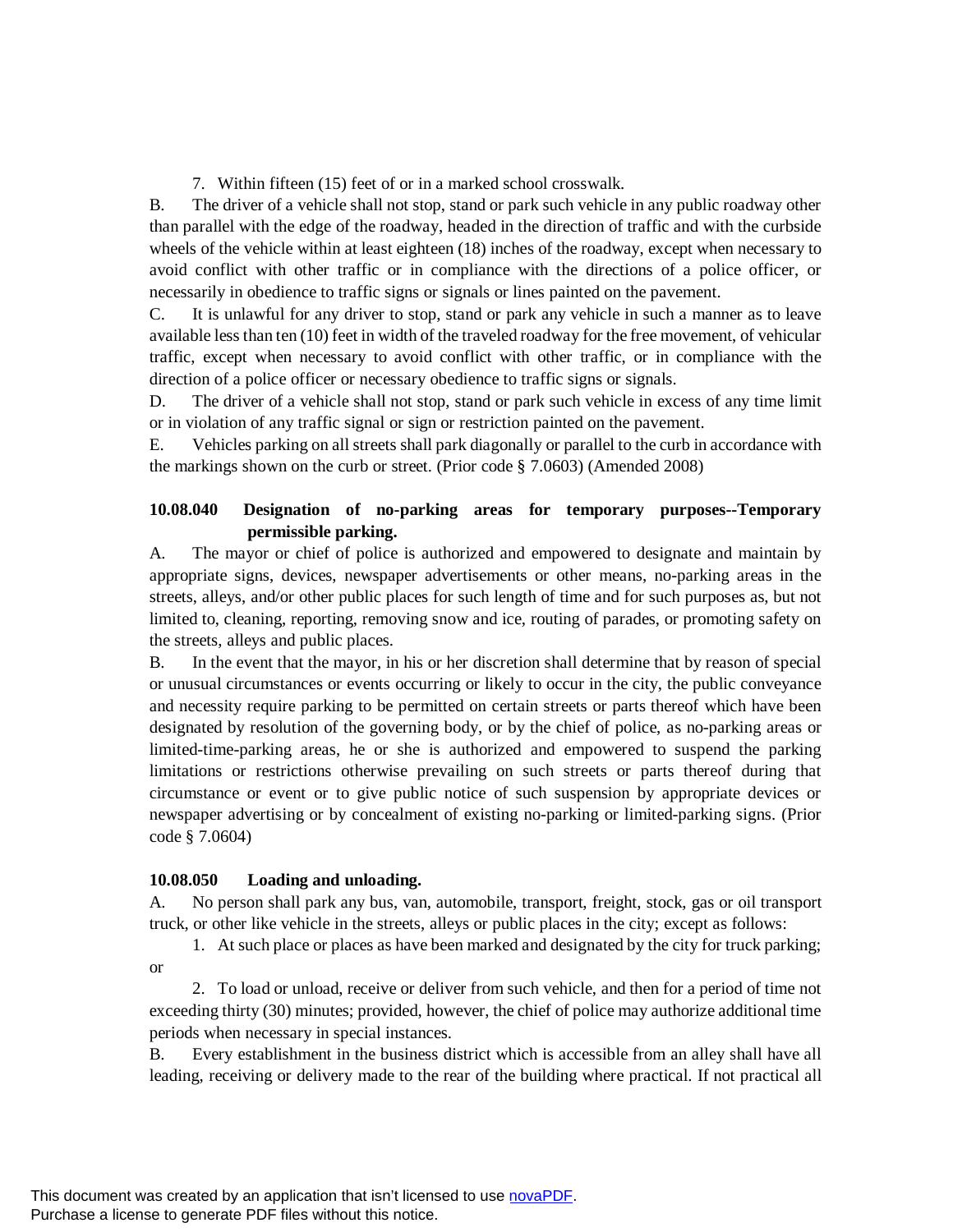7. Within fifteen (15) feet of or in a marked school crosswalk.

B. The driver of a vehicle shall not stop, stand or park such vehicle in any public roadway other than parallel with the edge of the roadway, headed in the direction of traffic and with the curbside wheels of the vehicle within at least eighteen (18) inches of the roadway, except when necessary to avoid conflict with other traffic or in compliance with the directions of a police officer, or necessarily in obedience to traffic signs or signals or lines painted on the pavement.

C. It is unlawful for any driver to stop, stand or park any vehicle in such a manner as to leave available less than ten (10) feet in width of the traveled roadway for the free movement, of vehicular traffic, except when necessary to avoid conflict with other traffic, or in compliance with the direction of a police officer or necessary obedience to traffic signs or signals.

D. The driver of a vehicle shall not stop, stand or park such vehicle in excess of any time limit or in violation of any traffic signal or sign or restriction painted on the pavement.

E. Vehicles parking on all streets shall park diagonally or parallel to the curb in accordance with the markings shown on the curb or street. (Prior code § 7.0603) (Amended 2008)

**10.08.040 Designation of no-parking areas for temporary purposes--Temporary permissible parking.**

A. The mayor or chief of police is authorized and empowered to designate and maintain by appropriate signs, devices, newspaper advertisements or other means, no-parking areas in the streets, alleys, and/or other public places for such length of time and for such purposes as, but not limited to, cleaning, reporting, removing snow and ice, routing of parades, or promoting safety on the streets, alleys and public places.

B. In the event that the mayor, in his or her discretion shall determine that by reason of special or unusual circumstances or events occurring or likely to occur in the city, the public conveyance and necessity require parking to be permitted on certain streets or parts thereof which have been designated by resolution of the governing body, or by the chief of police, as no-parking areas or limited-time-parking areas, he or she is authorized and empowered to suspend the parking limitations or restrictions otherwise prevailing on such streets or parts thereof during that circumstance or event or to give public notice of such suspension by appropriate devices or newspaper advertising or by concealment of existing no-parking or limited-parking signs. (Prior code § 7.0604)

**10.08.050 Loading and unloading.**

A. No person shall park any bus, van, automobile, transport, freight, stock, gas or oil transport truck, or other like vehicle in the streets, alleys or public places in the city; except as follows:

1. At such place or places as have been marked and designated by the city for truck parking; or

2. To load or unload, receive or deliver from such vehicle, and then for a period of time not exceeding thirty (30) minutes; provided, however, the chief of police may authorize additional time periods when necessary in special instances.

B. Every establishment in the business district which is accessible from an alley shall have all leading, receiving or delivery made to the rear of the building where practical. If not practical all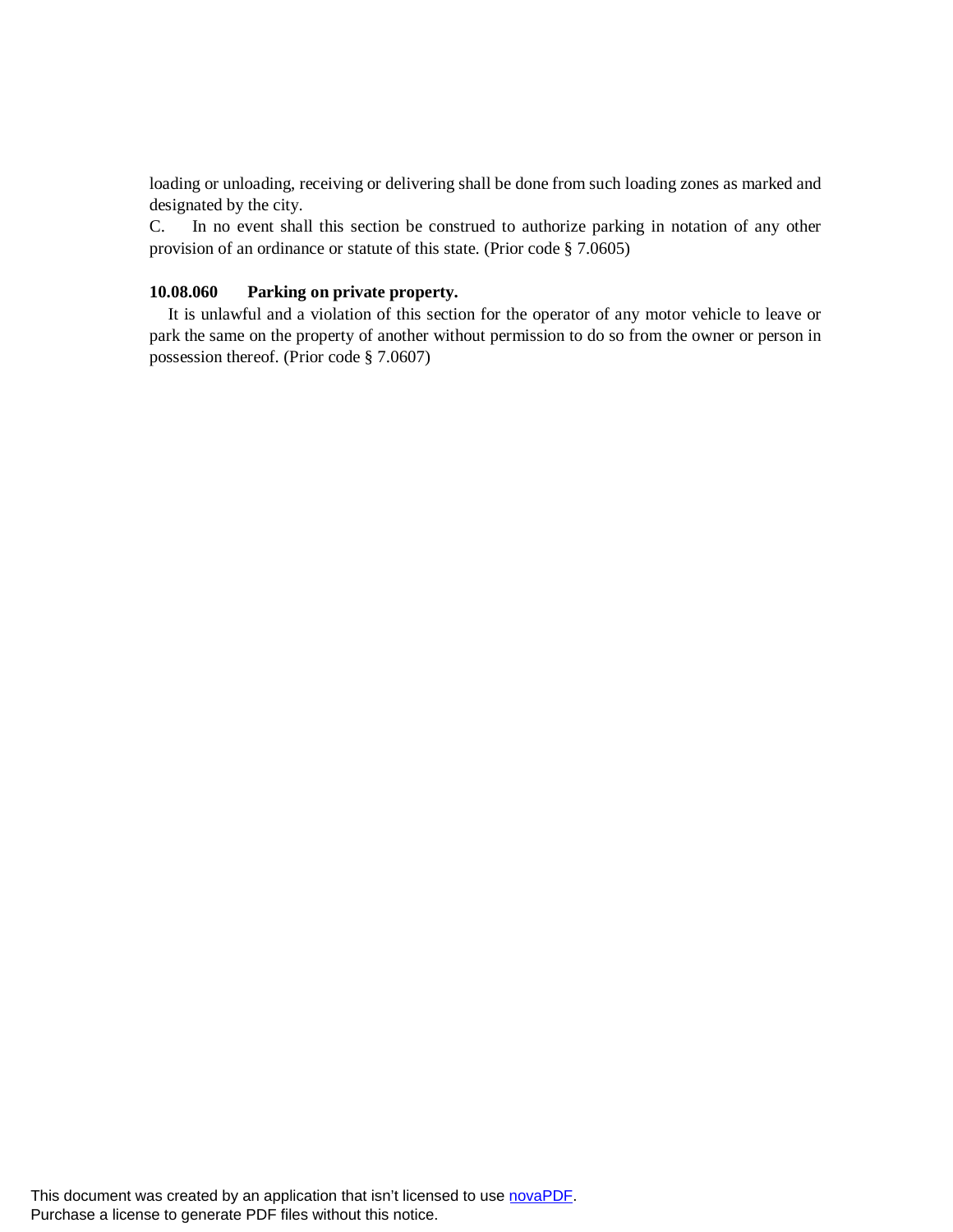loading or unloading, receiving or delivering shall be done from such loading zones as marked and designated by the city.

C. In no event shall this section be construed to authorize parking in notation of any other provision of an ordinance or statute of this state. (Prior code § 7.0605)

**10.08.060 Parking on private property.**

It is unlawful and a violation of this section for the operator of any motor vehicle to leave or park the same on the property of another without permission to do so from the owner or person in possession thereof. (Prior code § 7.0607)

This document was created by an application that isn't licensed to use novaPDF.
Purchase a license to generate PDF files without this notice.